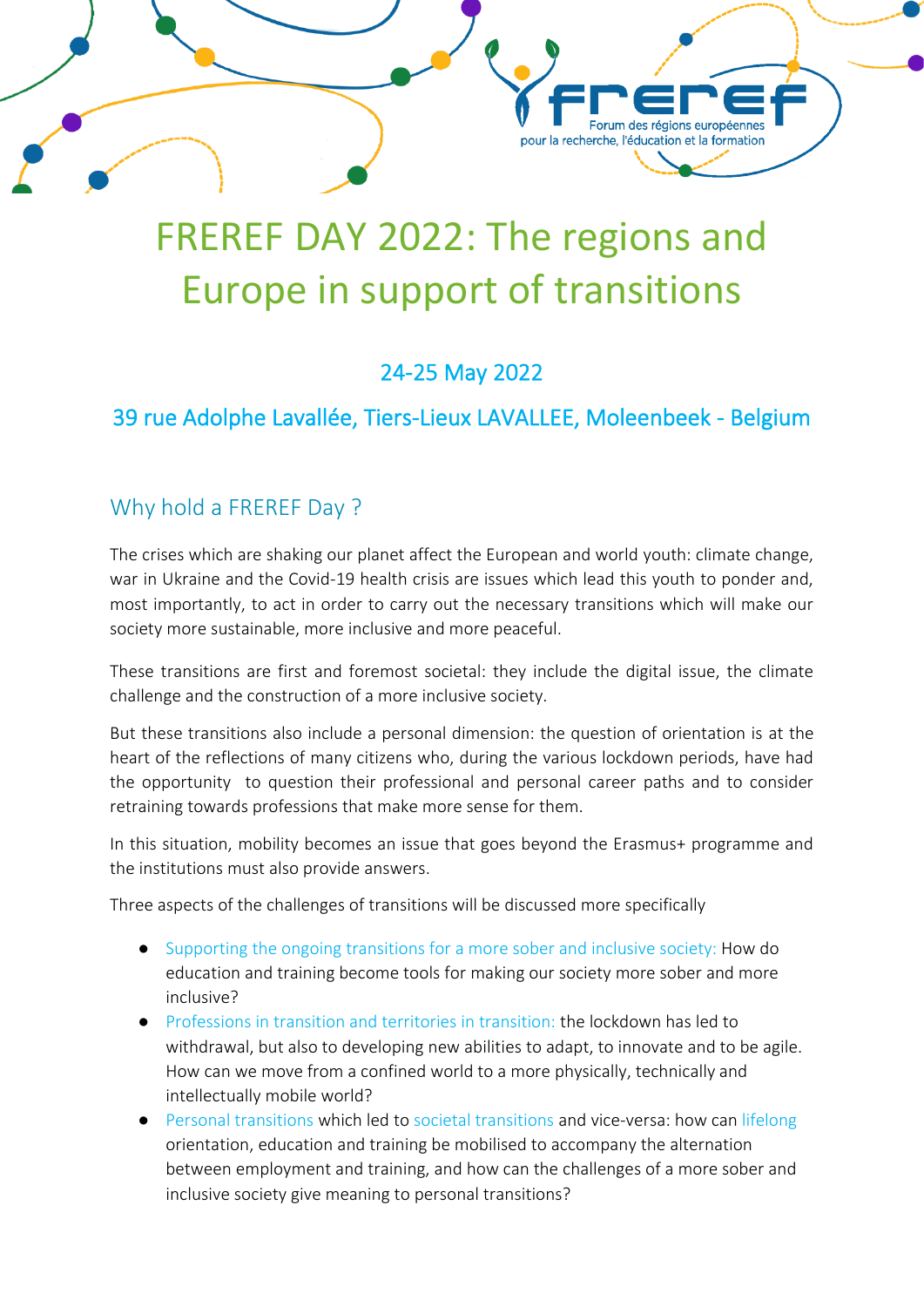# FREREF DAY 2022: The regions and Europe in support of transitions

### 24-25 May 2022

### 39 rue Adolphe Lavallée, Tiers-Lieux LAVALLEE, Moleenbeek - Belgium

## Why hold a FREREF Day ?

The crises which are shaking our planet affect the European and world youth: climate change, war in Ukraine and the Covid-19 health crisis are issues which lead this youth to ponder and, most importantly, to act in order to carry out the necessary transitions which will make our society more sustainable, more inclusive and more peaceful.

These transitions are first and foremost societal: they include the digital issue, the climate challenge and the construction of a more inclusive society.

But these transitions also include a personal dimension: the question of orientation is at the heart of the reflections of many citizens who, during the various lockdown periods, have had the opportunity to question their professional and personal career paths and to consider retraining towards professions that make more sense for them.

In this situation, mobility becomes an issue that goes beyond the Erasmus+ programme and the institutions must also provide answers.

Three aspects of the challenges of transitions will be discussed more specifically

- Supporting the ongoing transitions for a more sober and inclusive society: How do education and training become tools for making our society more sober and more inclusive?
- Professions in transition and territories in transition: the lockdown has led to withdrawal, but also to developing new abilities to adapt, to innovate and to be agile. How can we move from a confined world to a more physically, technically and intellectually mobile world?
- Personal transitions which led to societal transitions and vice-versa: how can lifelong orientation, education and training be mobilised to accompany the alternation between employment and training, and how can the challenges of a more sober and inclusive society give meaning to personal transitions?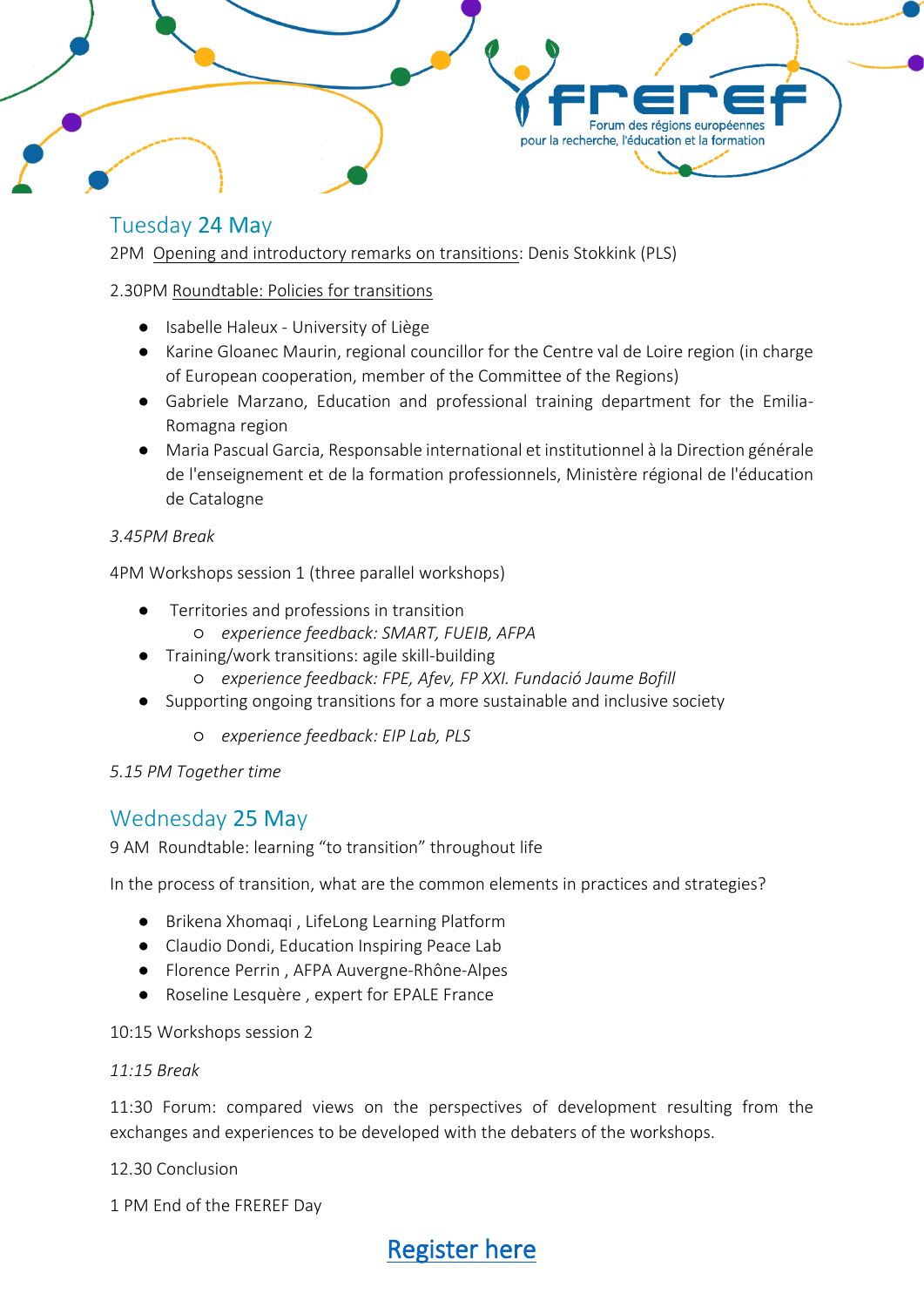## Tuesday 24 May

2PM Opening and introductory remarks on transitions: Denis Stokkink (PLS)

2.30PM Roundtable: Policies for transitions

- Isabelle Haleux - University of Liège
- Karine Gloanec Maurin, regional councillor for the Centre val de Loire region (in charge of European cooperation, member of the Committee of the Regions)
- Gabriele Marzano, Education and professional training department for the Emilia-Romagna region
- Maria Pascual Garcia, Responsable international et institutionnel à la Direction générale de l'enseignement et de la formation professionnels, Ministère régional de l'éducation de Catalogne

*3.45PM Break*

4PM Workshops session 1 (three parallel workshops)

- Territories and professions in transition
    - *experience feedback: SMART, FUEIB, AFPA*
- Training/work transitions: agile skill-building
    - *experience feedback: FPE, Afev, FP XXI. Fundació Jaume Bofill*
- Supporting ongoing transitions for a more sustainable and inclusive society
    - *experience feedback: EIP Lab, PLS*

*5.15 PM Together time*

## Wednesday 25 May

9 AM Roundtable: learning "to transition" throughout life

In the process of transition, what are the common elements in practices and strategies?

- Brikena Xhomaqi , LifeLong Learning Platform
- Claudio Dondi, Education Inspiring Peace Lab
- Florence Perrin , AFPA Auvergne-Rhône-Alpes
- Roseline Lesquère , expert for EPALE France

10:15 Workshops session 2

*11:15 Break*

11:30 Forum: compared views on the perspectives of development resulting from the exchanges and experiences to be developed with the debaters of the workshops.

12.30 Conclusion

1 PM End of the FREREF Day

Register here